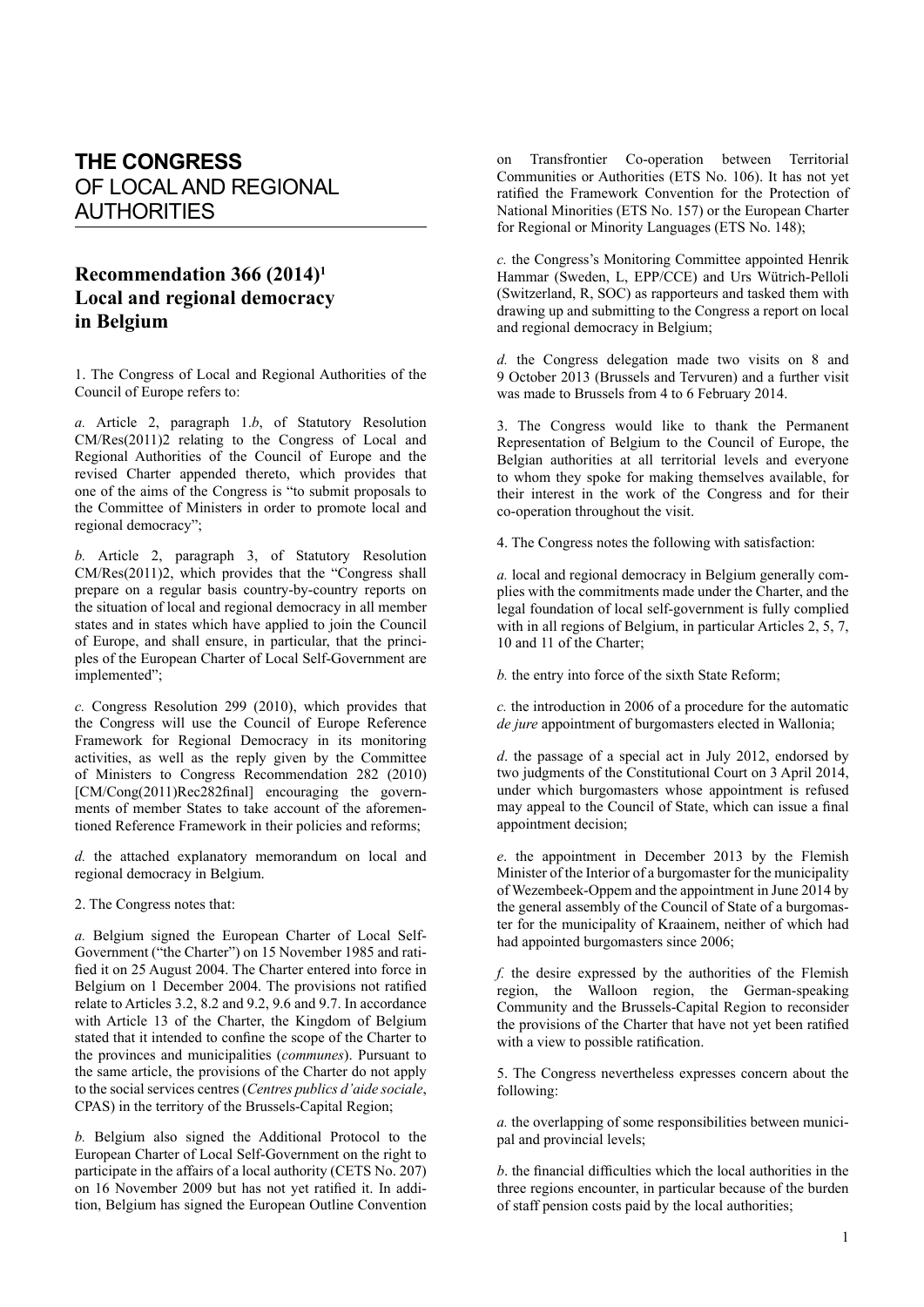# THE CONGRESS OF LOCAL AND REGIONAL AUTHORITIES

## Recommendation 366 (2014)[1] Local and regional democracy in Belgium

1. The Congress of Local and Regional Authorities of the Council of Europe refers to:

*a.* Article 2, paragraph 1.*b*, of Statutory Resolution CM/Res(2011)2 relating to the Congress of Local and Regional Authorities of the Council of Europe and the revised Charter appended thereto, which provides that one of the aims of the Congress is "to submit proposals to the Committee of Ministers in order to promote local and regional democracy";

*b.* Article 2, paragraph 3, of Statutory Resolution CM/Res(2011)2, which provides that the "Congress shall prepare on a regular basis country-by-country reports on the situation of local and regional democracy in all member states and in states which have applied to join the Council of Europe, and shall ensure, in particular, that the principles of the European Charter of Local Self-Government are implemented";

*c.* Congress Resolution 299 (2010), which provides that the Congress will use the Council of Europe Reference Framework for Regional Democracy in its monitoring activities, as well as the reply given by the Committee of Ministers to Congress Recommendation 282 (2010) [CM/Cong(2011)Rec282final] encouraging the governments of member States to take account of the aforementioned Reference Framework in their policies and reforms;

*d.* the attached explanatory memorandum on local and regional democracy in Belgium.

2. The Congress notes that:

*a.* Belgium signed the European Charter of Local Self-Government ("the Charter") on 15 November 1985 and ratified it on 25 August 2004. The Charter entered into force in Belgium on 1 December 2004. The provisions not ratified relate to Articles 3.2, 8.2 and 9.2, 9.6 and 9.7. In accordance with Article 13 of the Charter, the Kingdom of Belgium stated that it intended to confine the scope of the Charter to the provinces and municipalities (*communes*). Pursuant to the same article, the provisions of the Charter do not apply to the social services centres (*Centres publics d'aide sociale*, CPAS) in the territory of the Brussels-Capital Region;

*b.* Belgium also signed the Additional Protocol to the European Charter of Local Self-Government on the right to participate in the affairs of a local authority (CETS No. 207) on 16 November 2009 but has not yet ratified it. In addition, Belgium has signed the European Outline Convention on Transfrontier Co-operation between Territorial Communities or Authorities (ETS No. 106). It has not yet ratified the Framework Convention for the Protection of National Minorities (ETS No. 157) or the European Charter for Regional or Minority Languages (ETS No. 148);

*c.* the Congress's Monitoring Committee appointed Henrik Hammar (Sweden, L, EPP/CCE) and Urs Wütrich-Pelloli (Switzerland, R, SOC) as rapporteurs and tasked them with drawing up and submitting to the Congress a report on local and regional democracy in Belgium;

*d.* the Congress delegation made two visits on 8 and 9 October 2013 (Brussels and Tervuren) and a further visit was made to Brussels from 4 to 6 February 2014.

3. The Congress would like to thank the Permanent Representation of Belgium to the Council of Europe, the Belgian authorities at all territorial levels and everyone to whom they spoke for making themselves available, for their interest in the work of the Congress and for their co-operation throughout the visit.

4. The Congress notes the following with satisfaction:

*a.* local and regional democracy in Belgium generally complies with the commitments made under the Charter, and the legal foundation of local self-government is fully complied with in all regions of Belgium, in particular Articles 2, 5, 7, 10 and 11 of the Charter;

*b.* the entry into force of the sixth State Reform;

*c.* the introduction in 2006 of a procedure for the automatic *de jure* appointment of burgomasters elected in Wallonia;

*d*. the passage of a special act in July 2012, endorsed by two judgments of the Constitutional Court on 3 April 2014, under which burgomasters whose appointment is refused may appeal to the Council of State, which can issue a final appointment decision;

*e*. the appointment in December 2013 by the Flemish Minister of the Interior of a burgomaster for the municipality of Wezembeek-Oppem and the appointment in June 2014 by the general assembly of the Council of State of a burgomaster for the municipality of Kraainem, neither of which had had appointed burgomasters since 2006;

*f.* the desire expressed by the authorities of the Flemish region, the Walloon region, the German-speaking Community and the Brussels-Capital Region to reconsider the provisions of the Charter that have not yet been ratified with a view to possible ratification.

5. The Congress nevertheless expresses concern about the following:

*a.* the overlapping of some responsibilities between municipal and provincial levels;

*b*. the financial difficulties which the local authorities in the three regions encounter, in particular because of the burden of staff pension costs paid by the local authorities;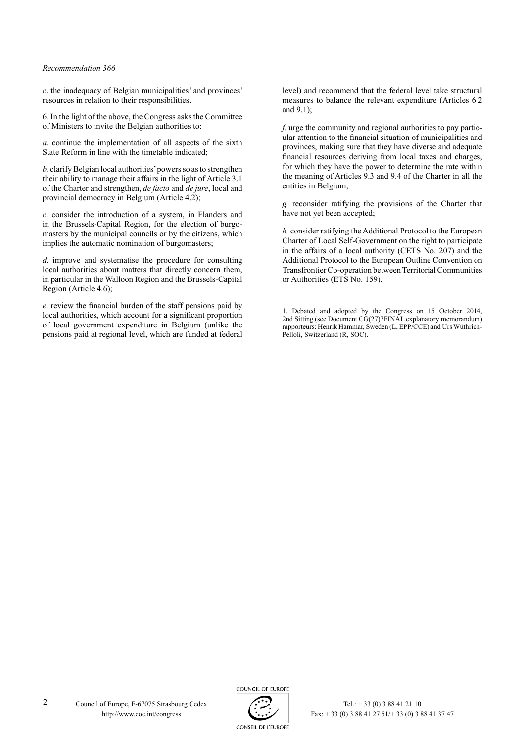*c*. the inadequacy of Belgian municipalities' and provinces' resources in relation to their responsibilities.

6. In the light of the above, the Congress asks the Committee of Ministers to invite the Belgian authorities to:

*a.* continue the implementation of all aspects of the sixth State Reform in line with the timetable indicated;

*b*. clarify Belgian local authorities' powers so as to strengthen their ability to manage their affairs in the light of Article 3.1 of the Charter and strengthen, *de facto* and *de jure*, local and provincial democracy in Belgium (Article 4.2);

*c.* consider the introduction of a system, in Flanders and in the Brussels-Capital Region, for the election of burgomasters by the municipal councils or by the citizens, which implies the automatic nomination of burgomasters;

*d.* improve and systematise the procedure for consulting local authorities about matters that directly concern them, in particular in the Walloon Region and the Brussels-Capital Region (Article 4.6);

*e.* review the financial burden of the staff pensions paid by local authorities, which account for a significant proportion of local government expenditure in Belgium (unlike the pensions paid at regional level, which are funded at federal level) and recommend that the federal level take structural measures to balance the relevant expenditure (Articles 6.2 and 9.1);

*f.* urge the community and regional authorities to pay particular attention to the financial situation of municipalities and provinces, making sure that they have diverse and adequate financial resources deriving from local taxes and charges, for which they have the power to determine the rate within the meaning of Articles 9.3 and 9.4 of the Charter in all the entities in Belgium;

*g.* reconsider ratifying the provisions of the Charter that have not yet been accepted;

*h.* consider ratifying the Additional Protocol to the European Charter of Local Self-Government on the right to participate in the affairs of a local authority (CETS No. 207) and the Additional Protocol to the European Outline Convention on Transfrontier Co-operation between Territorial Communities or Authorities (ETS No. 159).

---

1. Debated and adopted by the Congress on 15 October 2014, 2nd Sitting (see Document CG(27)7FINAL explanatory memorandum) rapporteurs: Henrik Hammar, Sweden (L, EPP/CCE) and Urs Wüthrich-Pelloli, Switzerland (R, SOC).

Council of Europe, F-67075 Strasbourg Cedex
http://www.coe.int/congress

Tel.: + 33 (0) 3 88 41 21 10
Fax: + 33 (0) 3 88 41 27 51/+ 33 (0) 3 88 41 37 47